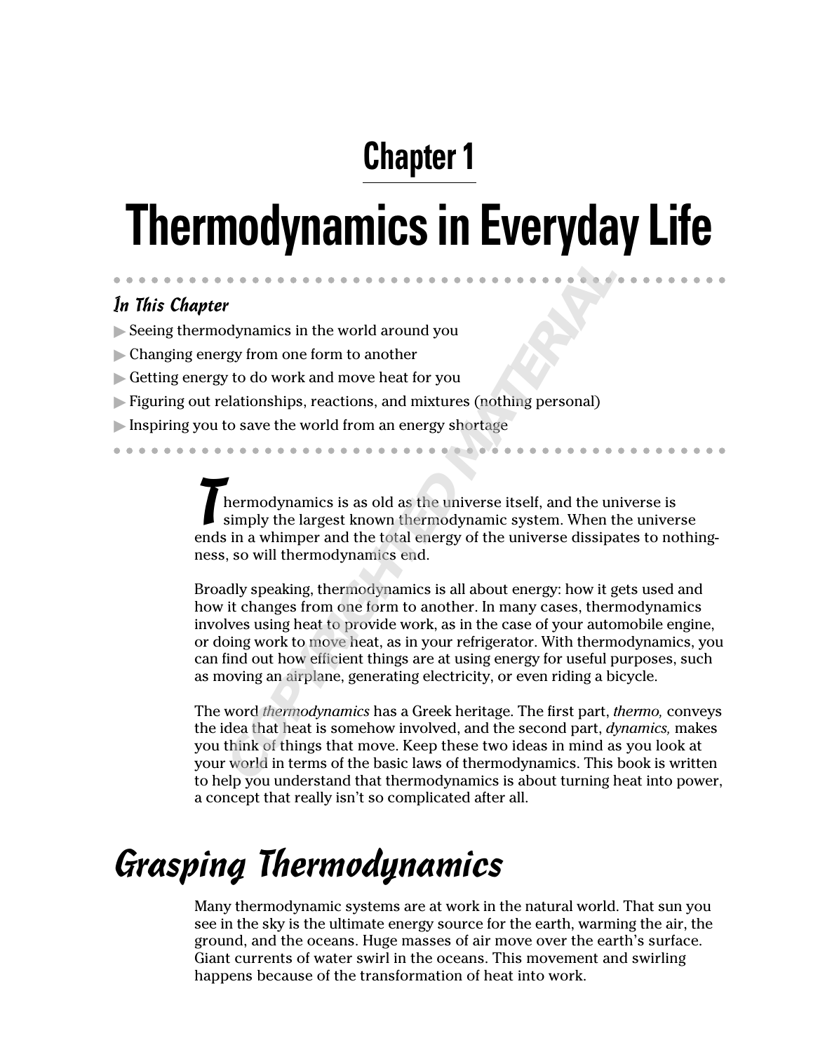# Chapter 1

# Thermodynamics in Everyday Life

### In This Chapter

- Seeing thermodynamics in the world around you
- Changing energy from one form to another
- Getting energy to do work and move heat for you
- Figuring out relationships, reactions, and mixtures (nothing personal)
- Inspiring you to save the world from an energy shortage

Thermodynamics is as old as the universe itself, and the universe is simply the largest known thermodynamic system. When the universe ends in a whimper and the total energy of the universe dissipates to nothingness, so will thermodynamics end.

Broadly speaking, thermodynamics is all about energy: how it gets used and how it changes from one form to another. In many cases, thermodynamics involves using heat to provide work, as in the case of your automobile engine, or doing work to move heat, as in your refrigerator. With thermodynamics, you can find out how efficient things are at using energy for useful purposes, such as moving an airplane, generating electricity, or even riding a bicycle.

The word *thermodynamics* has a Greek heritage. The first part, *thermo,* conveys the idea that heat is somehow involved, and the second part, *dynamics,* makes you think of things that move. Keep these two ideas in mind as you look at your world in terms of the basic laws of thermodynamics. This book is written to help you understand that thermodynamics is about turning heat into power, a concept that really isn't so complicated after all.

## Grasping Thermodynamics

Many thermodynamic systems are at work in the natural world. That sun you see in the sky is the ultimate energy source for the earth, warming the air, the ground, and the oceans. Huge masses of air move over the earth's surface. Giant currents of water swirl in the oceans. This movement and swirling happens because of the transformation of heat into work.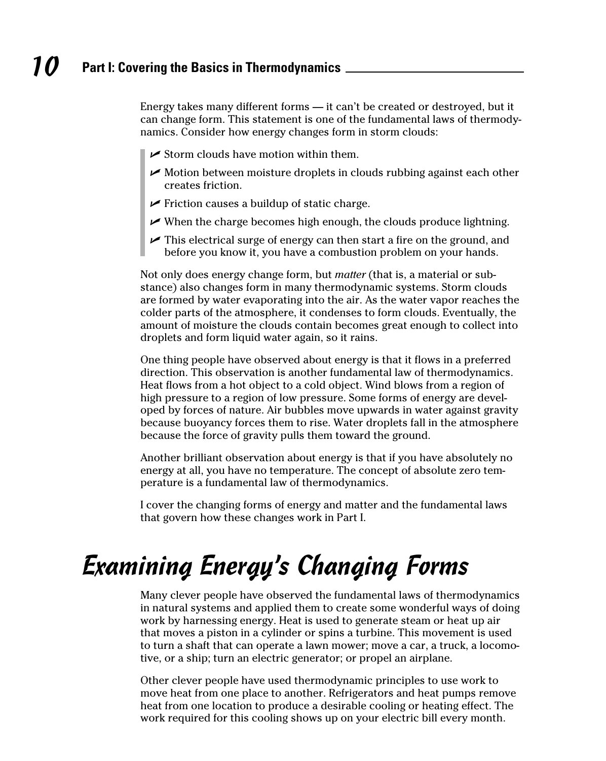Energy takes many different forms — it can't be created or destroyed, but it can change form. This statement is one of the fundamental laws of thermodynamics. Consider how energy changes form in storm clouds:

- Storm clouds have motion within them.
- Motion between moisture droplets in clouds rubbing against each other creates friction.
- Friction causes a buildup of static charge.
- When the charge becomes high enough, the clouds produce lightning.
- This electrical surge of energy can then start a fire on the ground, and before you know it, you have a combustion problem on your hands.

Not only does energy change form, but *matter* (that is, a material or substance) also changes form in many thermodynamic systems. Storm clouds are formed by water evaporating into the air. As the water vapor reaches the colder parts of the atmosphere, it condenses to form clouds. Eventually, the amount of moisture the clouds contain becomes great enough to collect into droplets and form liquid water again, so it rains.

One thing people have observed about energy is that it flows in a preferred direction. This observation is another fundamental law of thermodynamics. Heat flows from a hot object to a cold object. Wind blows from a region of high pressure to a region of low pressure. Some forms of energy are developed by forces of nature. Air bubbles move upwards in water against gravity because buoyancy forces them to rise. Water droplets fall in the atmosphere because the force of gravity pulls them toward the ground.

Another brilliant observation about energy is that if you have absolutely no energy at all, you have no temperature. The concept of absolute zero temperature is a fundamental law of thermodynamics.

I cover the changing forms of energy and matter and the fundamental laws that govern how these changes work in Part I.

# Examining Energy's Changing Forms

Many clever people have observed the fundamental laws of thermodynamics in natural systems and applied them to create some wonderful ways of doing work by harnessing energy. Heat is used to generate steam or heat up air that moves a piston in a cylinder or spins a turbine. This movement is used to turn a shaft that can operate a lawn mower; move a car, a truck, a locomotive, or a ship; turn an electric generator; or propel an airplane.

Other clever people have used thermodynamic principles to use work to move heat from one place to another. Refrigerators and heat pumps remove heat from one location to produce a desirable cooling or heating effect. The work required for this cooling shows up on your electric bill every month.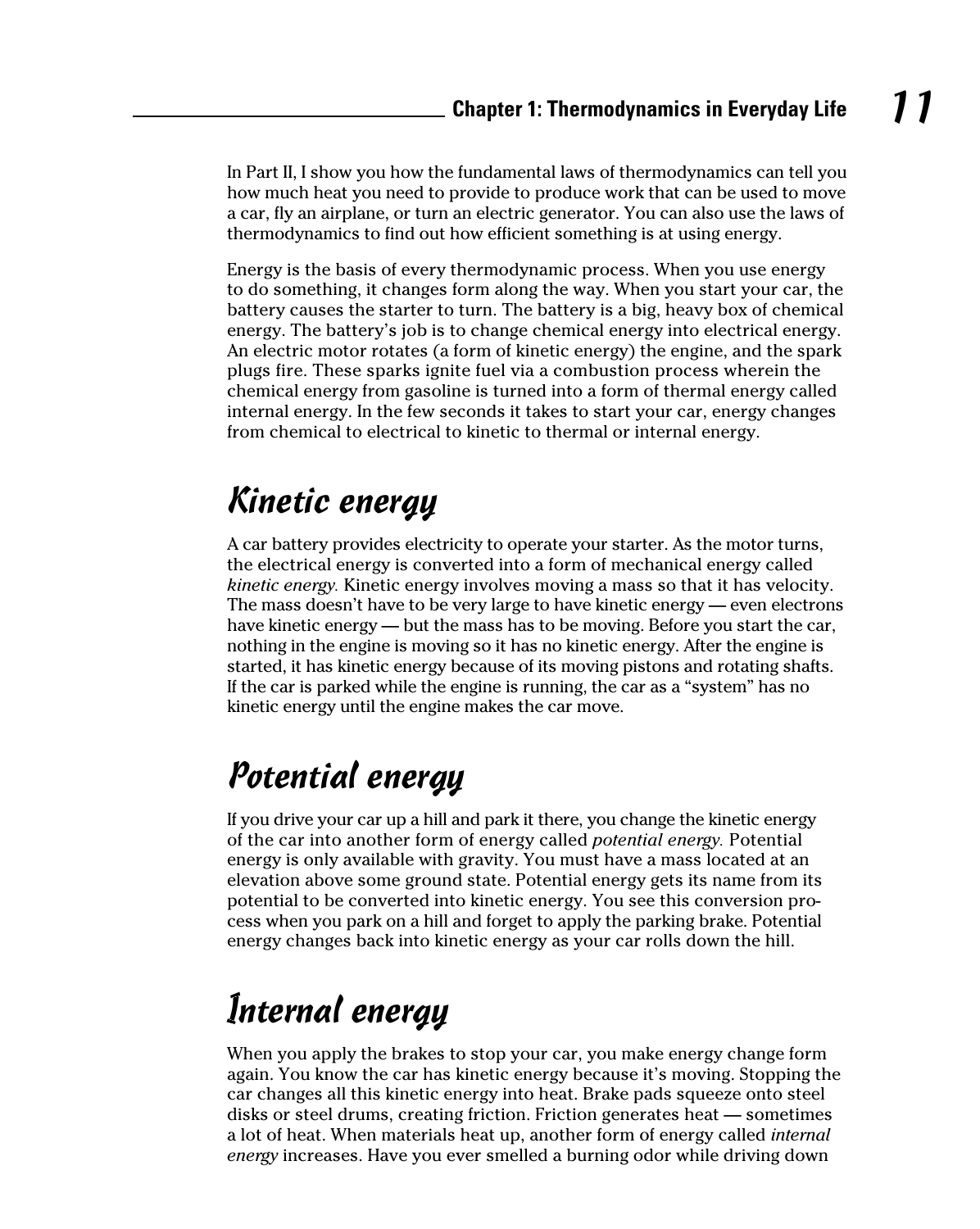In Part II, I show you how the fundamental laws of thermodynamics can tell you how much heat you need to provide to produce work that can be used to move a car, fly an airplane, or turn an electric generator. You can also use the laws of thermodynamics to find out how efficient something is at using energy.

Energy is the basis of every thermodynamic process. When you use energy to do something, it changes form along the way. When you start your car, the battery causes the starter to turn. The battery is a big, heavy box of chemical energy. The battery's job is to change chemical energy into electrical energy. An electric motor rotates (a form of kinetic energy) the engine, and the spark plugs fire. These sparks ignite fuel via a combustion process wherein the chemical energy from gasoline is turned into a form of thermal energy called internal energy. In the few seconds it takes to start your car, energy changes from chemical to electrical to kinetic to thermal or internal energy.

## Kinetic energy

A car battery provides electricity to operate your starter. As the motor turns, the electrical energy is converted into a form of mechanical energy called *kinetic energy.* Kinetic energy involves moving a mass so that it has velocity. The mass doesn't have to be very large to have kinetic energy — even electrons have kinetic energy — but the mass has to be moving. Before you start the car, nothing in the engine is moving so it has no kinetic energy. After the engine is started, it has kinetic energy because of its moving pistons and rotating shafts. If the car is parked while the engine is running, the car as a "system" has no kinetic energy until the engine makes the car move.

## Potential energy

If you drive your car up a hill and park it there, you change the kinetic energy of the car into another form of energy called *potential energy.* Potential energy is only available with gravity. You must have a mass located at an elevation above some ground state. Potential energy gets its name from its potential to be converted into kinetic energy. You see this conversion process when you park on a hill and forget to apply the parking brake. Potential energy changes back into kinetic energy as your car rolls down the hill.

## Internal energy

When you apply the brakes to stop your car, you make energy change form again. You know the car has kinetic energy because it's moving. Stopping the car changes all this kinetic energy into heat. Brake pads squeeze onto steel disks or steel drums, creating friction. Friction generates heat — sometimes a lot of heat. When materials heat up, another form of energy called *internal energy* increases. Have you ever smelled a burning odor while driving down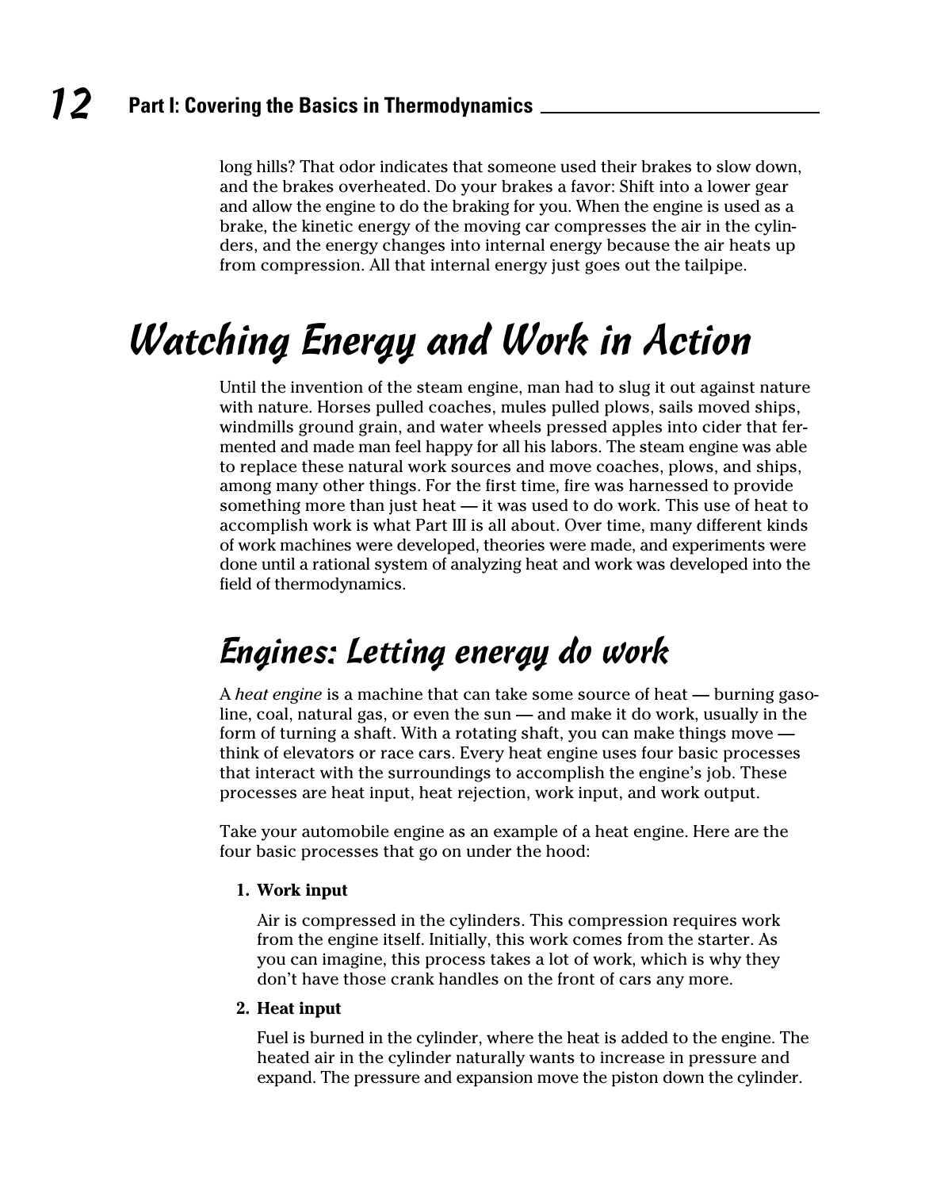long hills? That odor indicates that someone used their brakes to slow down, and the brakes overheated. Do your brakes a favor: Shift into a lower gear and allow the engine to do the braking for you. When the engine is used as a brake, the kinetic energy of the moving car compresses the air in the cylinders, and the energy changes into internal energy because the air heats up from compression. All that internal energy just goes out the tailpipe.

# Watching Energy and Work in Action

Until the invention of the steam engine, man had to slug it out against nature with nature. Horses pulled coaches, mules pulled plows, sails moved ships, windmills ground grain, and water wheels pressed apples into cider that fermented and made man feel happy for all his labors. The steam engine was able to replace these natural work sources and move coaches, plows, and ships, among many other things. For the first time, fire was harnessed to provide something more than just heat — it was used to do work. This use of heat to accomplish work is what Part III is all about. Over time, many different kinds of work machines were developed, theories were made, and experiments were done until a rational system of analyzing heat and work was developed into the field of thermodynamics.

## Engines: Letting energy do work

A *heat engine* is a machine that can take some source of heat — burning gasoline, coal, natural gas, or even the sun — and make it do work, usually in the form of turning a shaft. With a rotating shaft, you can make things move — think of elevators or race cars. Every heat engine uses four basic processes that interact with the surroundings to accomplish the engine's job. These processes are heat input, heat rejection, work input, and work output.

Take your automobile engine as an example of a heat engine. Here are the four basic processes that go on under the hood:

1. **Work input**

   Air is compressed in the cylinders. This compression requires work from the engine itself. Initially, this work comes from the starter. As you can imagine, this process takes a lot of work, which is why they don't have those crank handles on the front of cars any more.

2. **Heat input**

   Fuel is burned in the cylinder, where the heat is added to the engine. The heated air in the cylinder naturally wants to increase in pressure and expand. The pressure and expansion move the piston down the cylinder.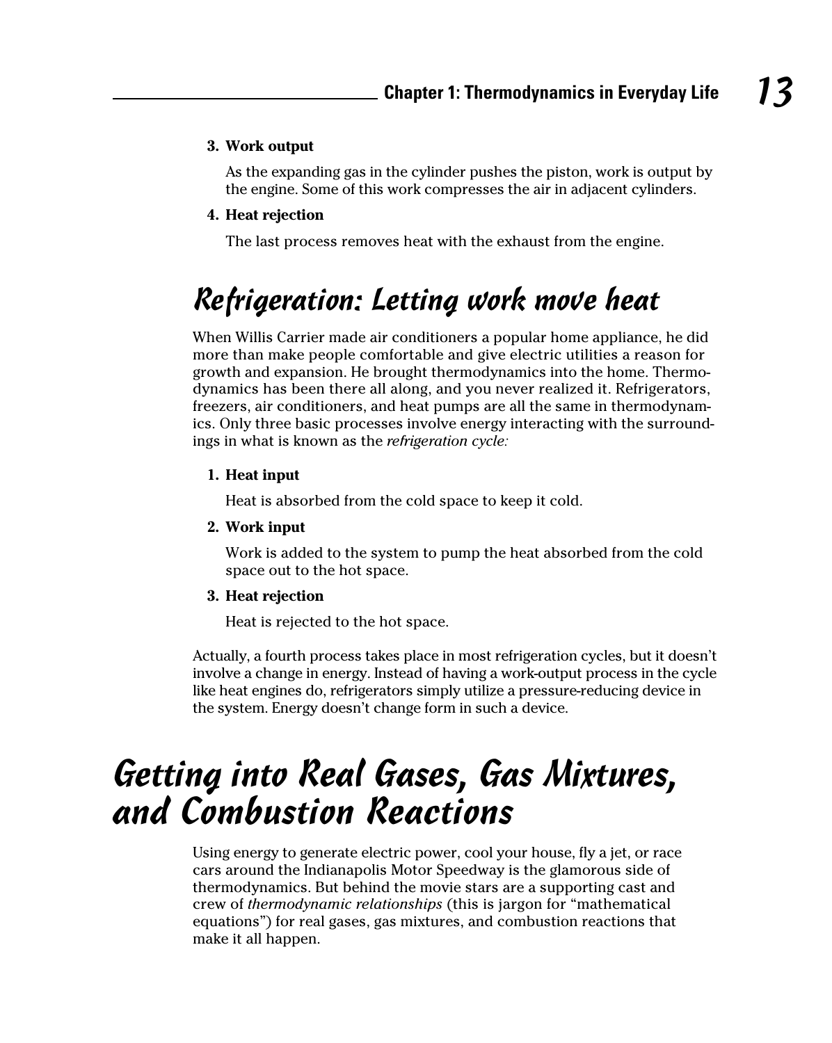3. **Work output**

   As the expanding gas in the cylinder pushes the piston, work is output by the engine. Some of this work compresses the air in adjacent cylinders.

4. **Heat rejection**

   The last process removes heat with the exhaust from the engine.

### Refrigeration: Letting work move heat

When Willis Carrier made air conditioners a popular home appliance, he did more than make people comfortable and give electric utilities a reason for growth and expansion. He brought thermodynamics into the home. Thermodynamics has been there all along, and you never realized it. Refrigerators, freezers, air conditioners, and heat pumps are all the same in thermodynamics. Only three basic processes involve energy interacting with the surroundings in what is known as the *refrigeration cycle:*

1. **Heat input**

   Heat is absorbed from the cold space to keep it cold.

2. **Work input**

   Work is added to the system to pump the heat absorbed from the cold space out to the hot space.

3. **Heat rejection**

   Heat is rejected to the hot space.

Actually, a fourth process takes place in most refrigeration cycles, but it doesn't involve a change in energy. Instead of having a work-output process in the cycle like heat engines do, refrigerators simply utilize a pressure-reducing device in the system. Energy doesn't change form in such a device.

## Getting into Real Gases, Gas Mixtures, and Combustion Reactions

Using energy to generate electric power, cool your house, fly a jet, or race cars around the Indianapolis Motor Speedway is the glamorous side of thermodynamics. But behind the movie stars are a supporting cast and crew of *thermodynamic relationships* (this is jargon for "mathematical equations") for real gases, gas mixtures, and combustion reactions that make it all happen.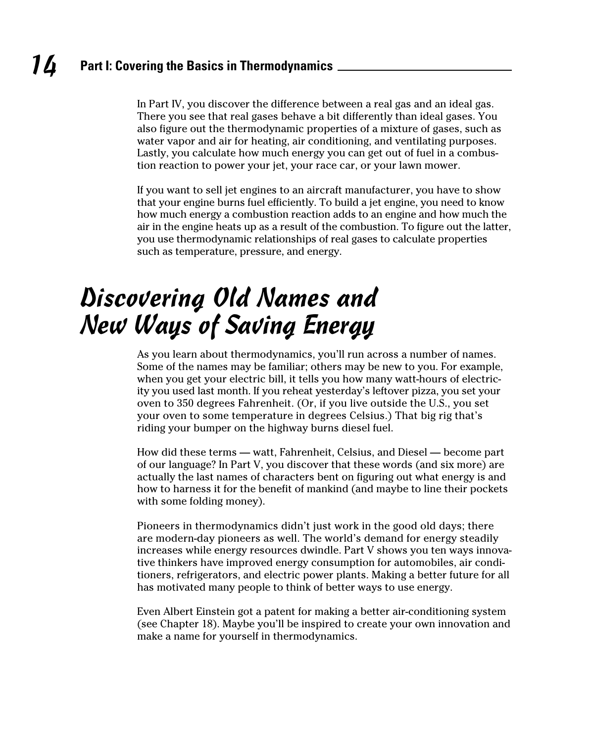In Part IV, you discover the difference between a real gas and an ideal gas. There you see that real gases behave a bit differently than ideal gases. You also figure out the thermodynamic properties of a mixture of gases, such as water vapor and air for heating, air conditioning, and ventilating purposes. Lastly, you calculate how much energy you can get out of fuel in a combustion reaction to power your jet, your race car, or your lawn mower.

If you want to sell jet engines to an aircraft manufacturer, you have to show that your engine burns fuel efficiently. To build a jet engine, you need to know how much energy a combustion reaction adds to an engine and how much the air in the engine heats up as a result of the combustion. To figure out the latter, you use thermodynamic relationships of real gases to calculate properties such as temperature, pressure, and energy.

# Discovering Old Names and New Ways of Saving Energy

As you learn about thermodynamics, you'll run across a number of names. Some of the names may be familiar; others may be new to you. For example, when you get your electric bill, it tells you how many watt-hours of electricity you used last month. If you reheat yesterday's leftover pizza, you set your oven to 350 degrees Fahrenheit. (Or, if you live outside the U.S., you set your oven to some temperature in degrees Celsius.) That big rig that's riding your bumper on the highway burns diesel fuel.

How did these terms — watt, Fahrenheit, Celsius, and Diesel — become part of our language? In Part V, you discover that these words (and six more) are actually the last names of characters bent on figuring out what energy is and how to harness it for the benefit of mankind (and maybe to line their pockets with some folding money).

Pioneers in thermodynamics didn't just work in the good old days; there are modern-day pioneers as well. The world's demand for energy steadily increases while energy resources dwindle. Part V shows you ten ways innovative thinkers have improved energy consumption for automobiles, air conditioners, refrigerators, and electric power plants. Making a better future for all has motivated many people to think of better ways to use energy.

Even Albert Einstein got a patent for making a better air-conditioning system (see Chapter 18). Maybe you'll be inspired to create your own innovation and make a name for yourself in thermodynamics.